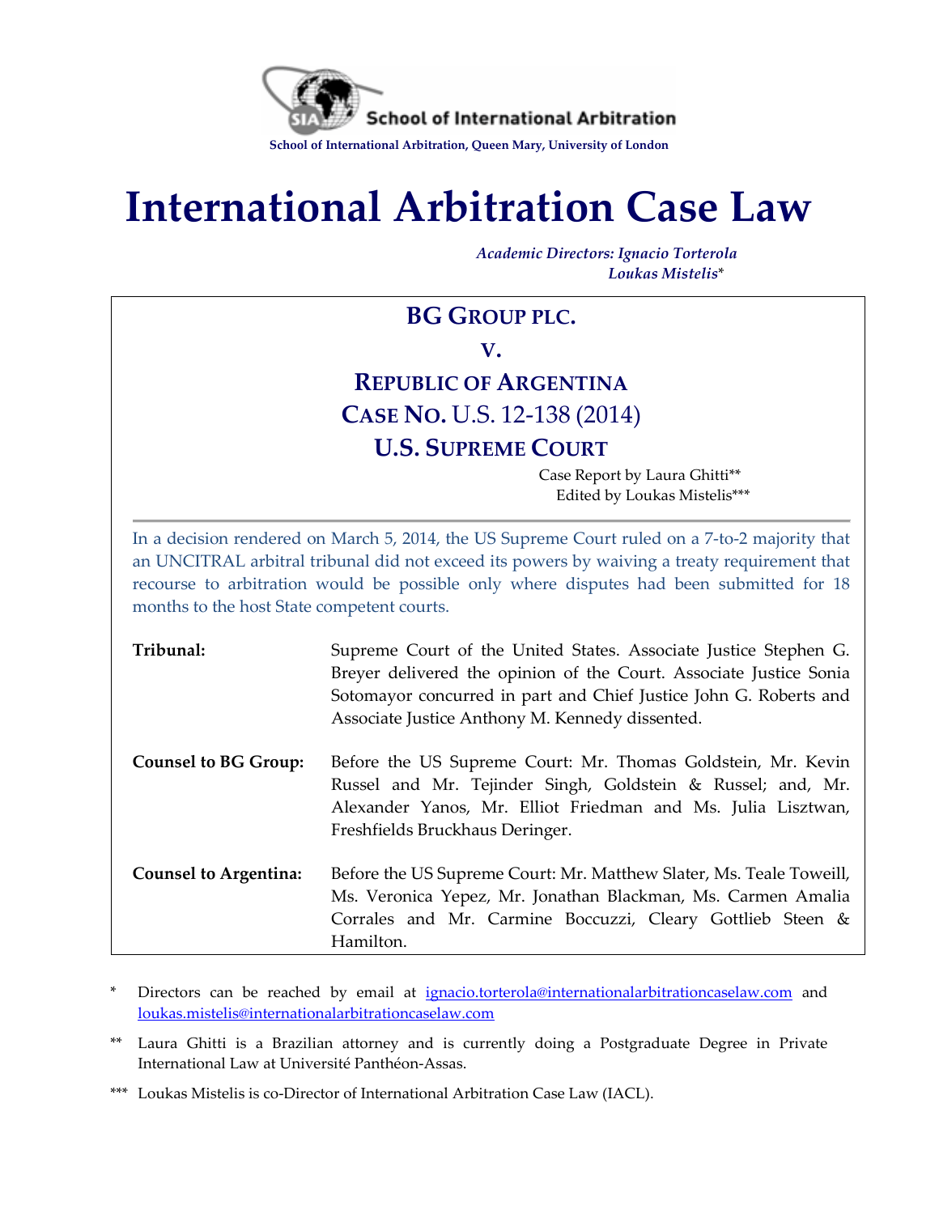School of International Arbitration

School of International Arbitration, Queen Mary, University of London

# International Arbitration Case Law

*Academic Directors: Ignacio Torterola*
*Loukas Mistelis**

## BG GROUP PLC.

## V.

## REPUBLIC OF ARGENTINA

## CASE NO. U.S. 12-138 (2014)

## U.S. SUPREME COURT

Case Report by Laura Ghitti**
Edited by Loukas Mistelis***

In a decision rendered on March 5, 2014, the US Supreme Court ruled on a 7-to-2 majority that an UNCITRAL arbitral tribunal did not exceed its powers by waiving a treaty requirement that recourse to arbitration would be possible only where disputes had been submitted for 18 months to the host State competent courts.

| | |
|---|---|
| **Tribunal:** | Supreme Court of the United States. Associate Justice Stephen G. Breyer delivered the opinion of the Court. Associate Justice Sonia Sotomayor concurred in part and Chief Justice John G. Roberts and Associate Justice Anthony M. Kennedy dissented. |
| **Counsel to BG Group:** | Before the US Supreme Court: Mr. Thomas Goldstein, Mr. Kevin Russel and Mr. Tejinder Singh, Goldstein & Russel; and, Mr. Alexander Yanos, Mr. Elliot Friedman and Ms. Julia Lisztwan, Freshfields Bruckhaus Deringer. |
| **Counsel to Argentina:** | Before the US Supreme Court: Mr. Matthew Slater, Ms. Teale Toweill, Ms. Veronica Yepez, Mr. Jonathan Blackman, Ms. Carmen Amalia Corrales and Mr. Carmine Boccuzzi, Cleary Gottlieb Steen & Hamilton. |

\* Directors can be reached by email at ignacio.torterola@internationalarbitrationcaselaw.com and loukas.mistelis@internationalarbitrationcaselaw.com

** Laura Ghitti is a Brazilian attorney and is currently doing a Postgraduate Degree in Private International Law at Université Panthéon-Assas.

*** Loukas Mistelis is co-Director of International Arbitration Case Law (IACL).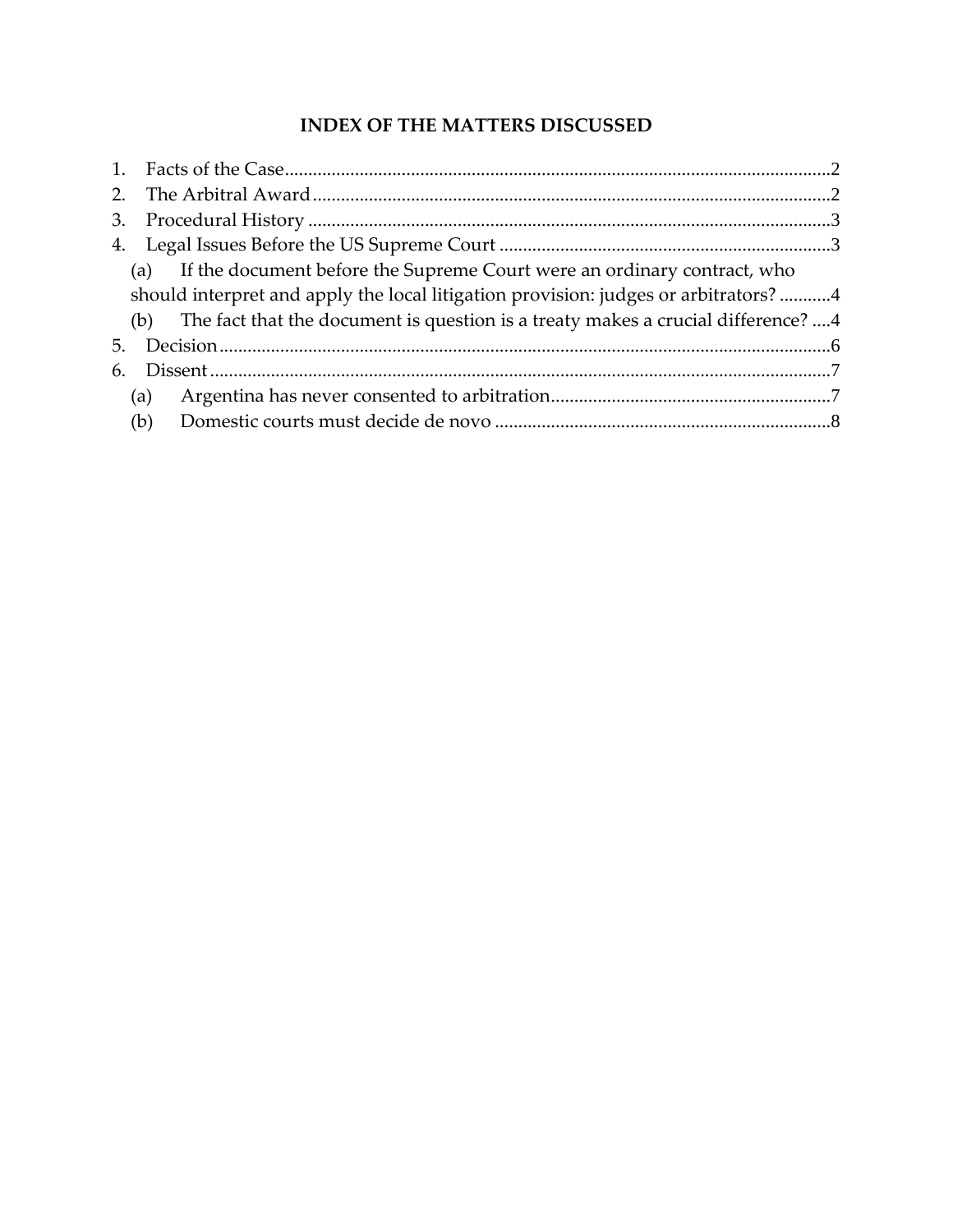# INDEX OF THE MATTERS DISCUSSED

1. Facts of the Case ....................................................................................................2
2. The Arbitral Award ..................................................................................................2
3. Procedural History ...................................................................................................3
4. Legal Issues Before the US Supreme Court ..........................................................3
   - (a) If the document before the Supreme Court were an ordinary contract, who should interpret and apply the local litigation provision: judges or arbitrators? ...........4
   - (b) The fact that the document is question is a treaty makes a crucial difference? ....4
5. Decision ....................................................................................................................6
6. Dissent ......................................................................................................................7
   - (a) Argentina has never consented to arbitration............................................................7
   - (b) Domestic courts must decide de novo ........................................................................8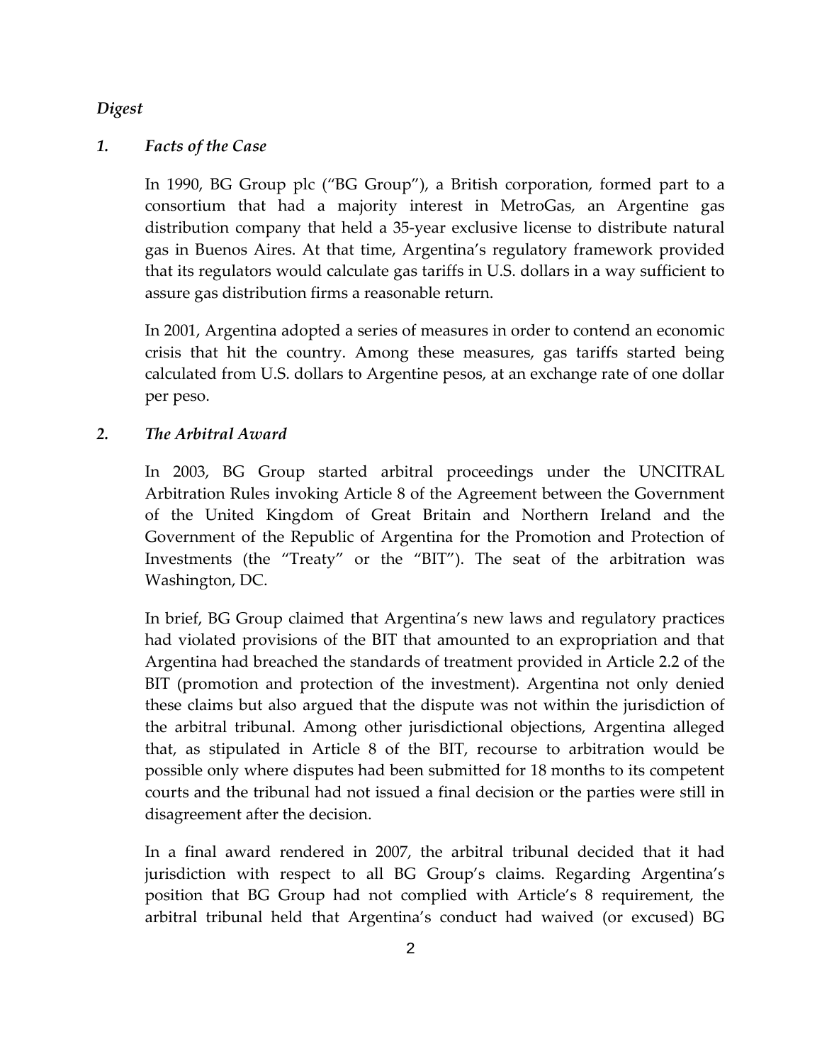*Digest*

## *1. Facts of the Case*

In 1990, BG Group plc ("BG Group"), a British corporation, formed part to a consortium that had a majority interest in MetroGas, an Argentine gas distribution company that held a 35-year exclusive license to distribute natural gas in Buenos Aires. At that time, Argentina's regulatory framework provided that its regulators would calculate gas tariffs in U.S. dollars in a way sufficient to assure gas distribution firms a reasonable return.

In 2001, Argentina adopted a series of measures in order to contend an economic crisis that hit the country. Among these measures, gas tariffs started being calculated from U.S. dollars to Argentine pesos, at an exchange rate of one dollar per peso.

## *2. The Arbitral Award*

In 2003, BG Group started arbitral proceedings under the UNCITRAL Arbitration Rules invoking Article 8 of the Agreement between the Government of the United Kingdom of Great Britain and Northern Ireland and the Government of the Republic of Argentina for the Promotion and Protection of Investments (the "Treaty" or the "BIT"). The seat of the arbitration was Washington, DC.

In brief, BG Group claimed that Argentina's new laws and regulatory practices had violated provisions of the BIT that amounted to an expropriation and that Argentina had breached the standards of treatment provided in Article 2.2 of the BIT (promotion and protection of the investment). Argentina not only denied these claims but also argued that the dispute was not within the jurisdiction of the arbitral tribunal. Among other jurisdictional objections, Argentina alleged that, as stipulated in Article 8 of the BIT, recourse to arbitration would be possible only where disputes had been submitted for 18 months to its competent courts and the tribunal had not issued a final decision or the parties were still in disagreement after the decision.

In a final award rendered in 2007, the arbitral tribunal decided that it had jurisdiction with respect to all BG Group's claims. Regarding Argentina's position that BG Group had not complied with Article's 8 requirement, the arbitral tribunal held that Argentina's conduct had waived (or excused) BG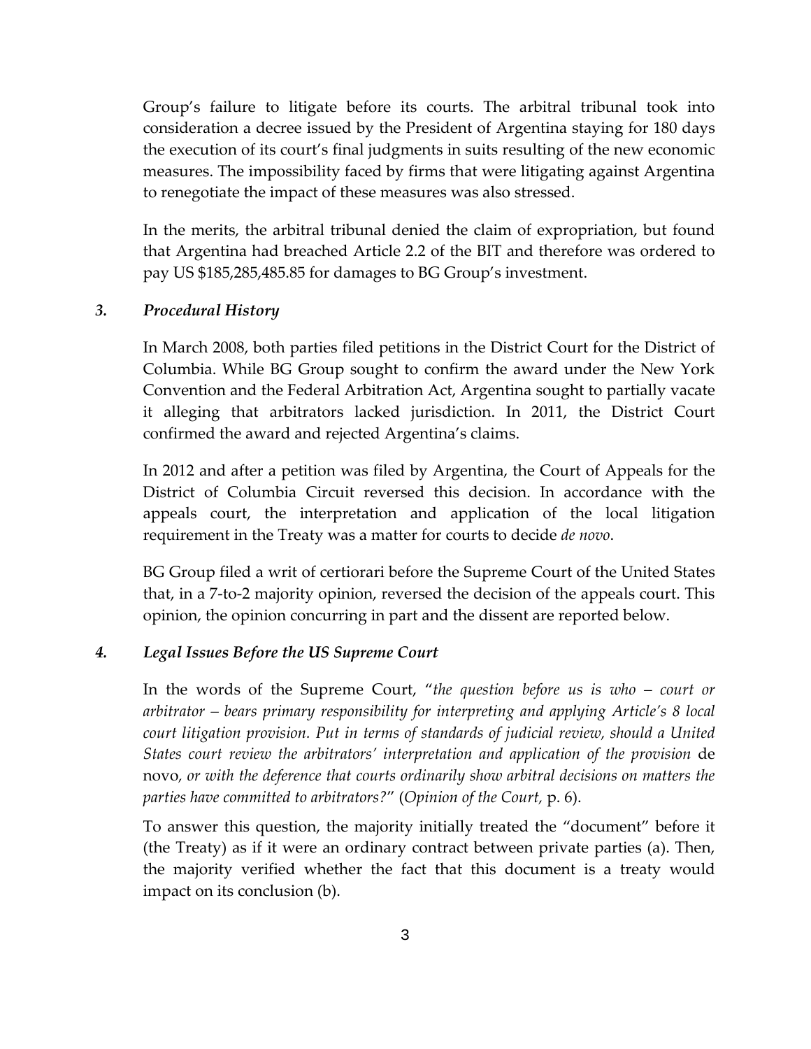Group's failure to litigate before its courts. The arbitral tribunal took into consideration a decree issued by the President of Argentina staying for 180 days the execution of its court's final judgments in suits resulting of the new economic measures. The impossibility faced by firms that were litigating against Argentina to renegotiate the impact of these measures was also stressed.

In the merits, the arbitral tribunal denied the claim of expropriation, but found that Argentina had breached Article 2.2 of the BIT and therefore was ordered to pay US $185,285,485.85 for damages to BG Group's investment.

### *3. Procedural History*

In March 2008, both parties filed petitions in the District Court for the District of Columbia. While BG Group sought to confirm the award under the New York Convention and the Federal Arbitration Act, Argentina sought to partially vacate it alleging that arbitrators lacked jurisdiction. In 2011, the District Court confirmed the award and rejected Argentina's claims.

In 2012 and after a petition was filed by Argentina, the Court of Appeals for the District of Columbia Circuit reversed this decision. In accordance with the appeals court, the interpretation and application of the local litigation requirement in the Treaty was a matter for courts to decide *de novo*.

BG Group filed a writ of certiorari before the Supreme Court of the United States that, in a 7-to-2 majority opinion, reversed the decision of the appeals court. This opinion, the opinion concurring in part and the dissent are reported below.

### *4. Legal Issues Before the US Supreme Court*

In the words of the Supreme Court, "*the question before us is who – court or arbitrator – bears primary responsibility for interpreting and applying Article's 8 local court litigation provision. Put in terms of standards of judicial review, should a United States court review the arbitrators' interpretation and application of the provision* de novo*, or with the deference that courts ordinarily show arbitral decisions on matters the parties have committed to arbitrators?*" (*Opinion of the Court*, p. 6).

To answer this question, the majority initially treated the "document" before it (the Treaty) as if it were an ordinary contract between private parties (a). Then, the majority verified whether the fact that this document is a treaty would impact on its conclusion (b).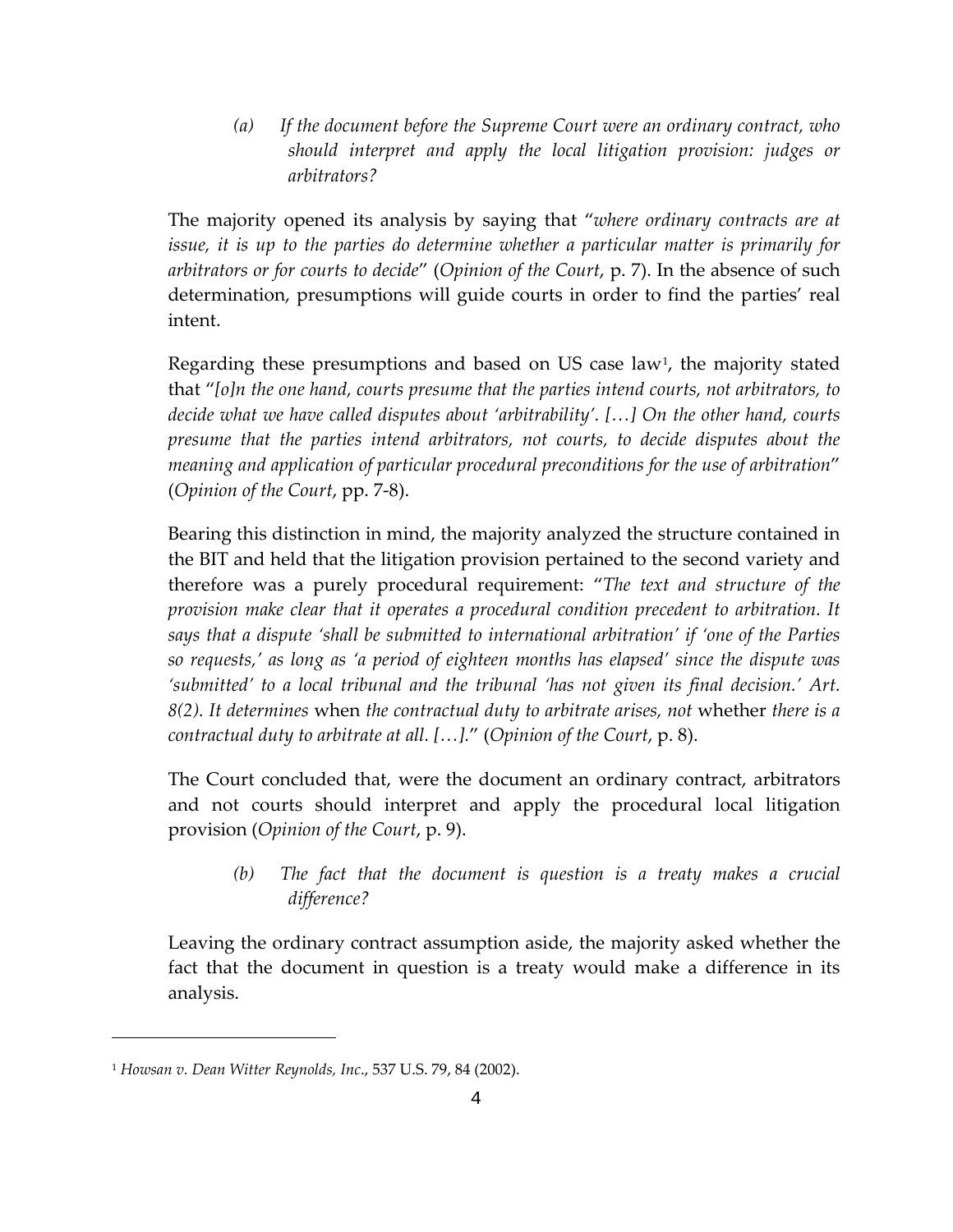*(a) If the document before the Supreme Court were an ordinary contract, who should interpret and apply the local litigation provision: judges or arbitrators?*

The majority opened its analysis by saying that "*where ordinary contracts are at issue, it is up to the parties do determine whether a particular matter is primarily for arbitrators or for courts to decide*" (*Opinion of the Court*, p. 7). In the absence of such determination, presumptions will guide courts in order to find the parties' real intent.

Regarding these presumptions and based on US case law[1], the majority stated that "*[o]n the one hand, courts presume that the parties intend courts, not arbitrators, to decide what we have called disputes about 'arbitrability'. […] On the other hand, courts presume that the parties intend arbitrators, not courts, to decide disputes about the meaning and application of particular procedural preconditions for the use of arbitration*" (*Opinion of the Court*, pp. 7-8).

Bearing this distinction in mind, the majority analyzed the structure contained in the BIT and held that the litigation provision pertained to the second variety and therefore was a purely procedural requirement: "*The text and structure of the provision make clear that it operates a procedural condition precedent to arbitration. It says that a dispute 'shall be submitted to international arbitration' if 'one of the Parties so requests,' as long as 'a period of eighteen months has elapsed' since the dispute was 'submitted' to a local tribunal and the tribunal 'has not given its final decision.' Art. 8(2). It determines* when *the contractual duty to arbitrate arises, not* whether *there is a contractual duty to arbitrate at all. […].*" (*Opinion of the Court*, p. 8).

The Court concluded that, were the document an ordinary contract, arbitrators and not courts should interpret and apply the procedural local litigation provision (*Opinion of the Court*, p. 9).

*(b) The fact that the document is question is a treaty makes a crucial difference?*

Leaving the ordinary contract assumption aside, the majority asked whether the fact that the document in question is a treaty would make a difference in its analysis.

---

[1] *Howsan v. Dean Witter Reynolds, Inc.*, 537 U.S. 79, 84 (2002).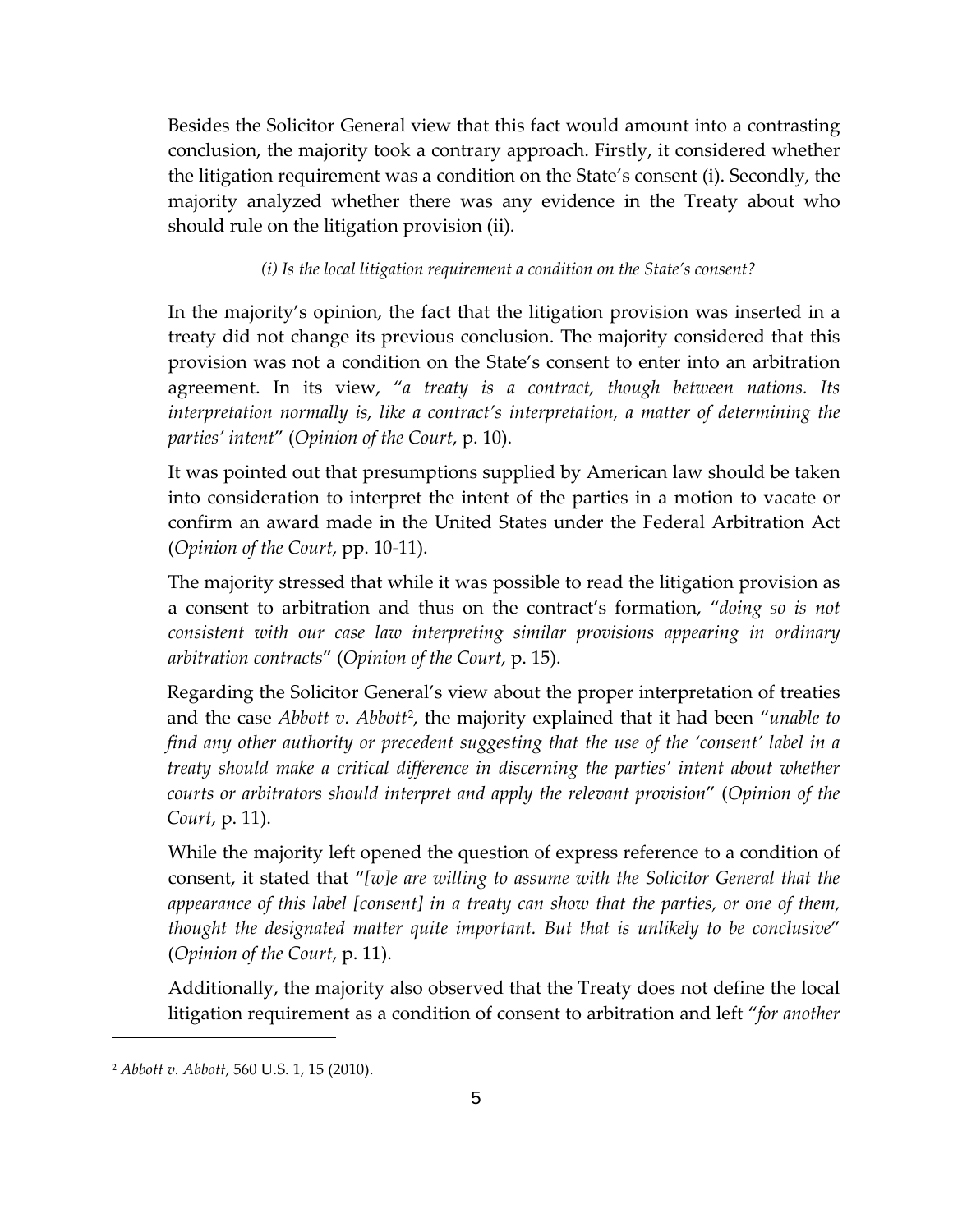Besides the Solicitor General view that this fact would amount into a contrasting conclusion, the majority took a contrary approach. Firstly, it considered whether the litigation requirement was a condition on the State's consent (i). Secondly, the majority analyzed whether there was any evidence in the Treaty about who should rule on the litigation provision (ii).

*(i) Is the local litigation requirement a condition on the State's consent?*

In the majority's opinion, the fact that the litigation provision was inserted in a treaty did not change its previous conclusion. The majority considered that this provision was not a condition on the State's consent to enter into an arbitration agreement. In its view, "*a treaty is a contract, though between nations. Its interpretation normally is, like a contract's interpretation, a matter of determining the parties' intent*" (*Opinion of the Court*, p. 10).

It was pointed out that presumptions supplied by American law should be taken into consideration to interpret the intent of the parties in a motion to vacate or confirm an award made in the United States under the Federal Arbitration Act (*Opinion of the Court*, pp. 10-11).

The majority stressed that while it was possible to read the litigation provision as a consent to arbitration and thus on the contract's formation, "*doing so is not consistent with our case law interpreting similar provisions appearing in ordinary arbitration contracts*" (*Opinion of the Court*, p. 15).

Regarding the Solicitor General's view about the proper interpretation of treaties and the case *Abbott v. Abbott*[2], the majority explained that it had been "*unable to find any other authority or precedent suggesting that the use of the 'consent' label in a treaty should make a critical difference in discerning the parties' intent about whether courts or arbitrators should interpret and apply the relevant provision*" (*Opinion of the Court*, p. 11).

While the majority left opened the question of express reference to a condition of consent, it stated that "*[w]e are willing to assume with the Solicitor General that the appearance of this label [consent] in a treaty can show that the parties, or one of them, thought the designated matter quite important. But that is unlikely to be conclusive*" (*Opinion of the Court*, p. 11).

Additionally, the majority also observed that the Treaty does not define the local litigation requirement as a condition of consent to arbitration and left "*for another*

[2] *Abbott v. Abbott*, 560 U.S. 1, 15 (2010).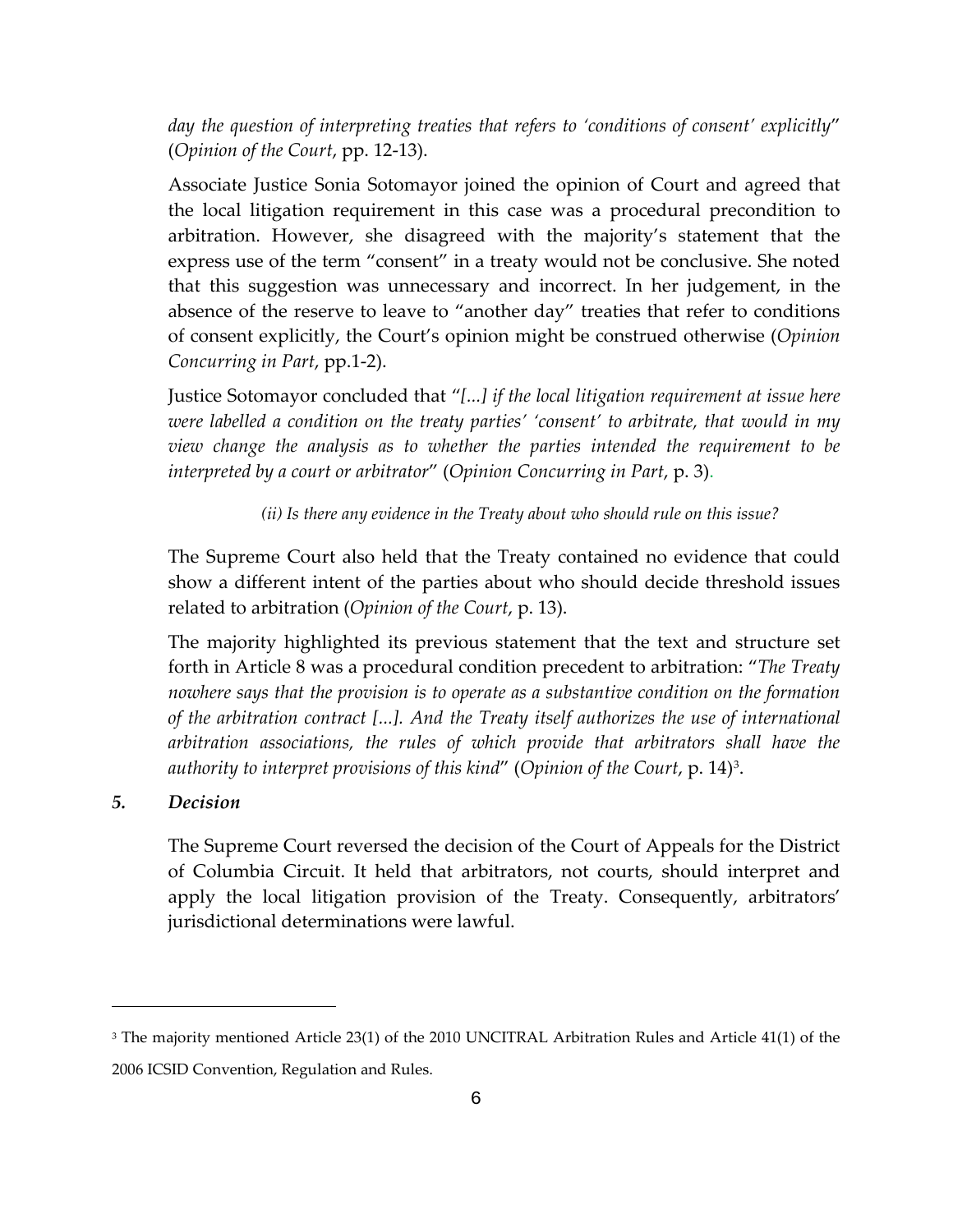*day the question of interpreting treaties that refers to 'conditions of consent' explicitly*" (*Opinion of the Court*, pp. 12-13).

Associate Justice Sonia Sotomayor joined the opinion of Court and agreed that the local litigation requirement in this case was a procedural precondition to arbitration. However, she disagreed with the majority's statement that the express use of the term "consent" in a treaty would not be conclusive. She noted that this suggestion was unnecessary and incorrect. In her judgement, in the absence of the reserve to leave to "another day" treaties that refer to conditions of consent explicitly, the Court's opinion might be construed otherwise (*Opinion Concurring in Part*, pp.1-2).

Justice Sotomayor concluded that "*[...] if the local litigation requirement at issue here were labelled a condition on the treaty parties' 'consent' to arbitrate, that would in my view change the analysis as to whether the parties intended the requirement to be interpreted by a court or arbitrator*" (*Opinion Concurring in Part*, p. 3).

*(ii) Is there any evidence in the Treaty about who should rule on this issue?*

The Supreme Court also held that the Treaty contained no evidence that could show a different intent of the parties about who should decide threshold issues related to arbitration (*Opinion of the Court*, p. 13).

The majority highlighted its previous statement that the text and structure set forth in Article 8 was a procedural condition precedent to arbitration: "*The Treaty nowhere says that the provision is to operate as a substantive condition on the formation of the arbitration contract [...]. And the Treaty itself authorizes the use of international arbitration associations, the rules of which provide that arbitrators shall have the authority to interpret provisions of this kind*" (*Opinion of the Court*, p. 14)[3].

### *5. Decision*

The Supreme Court reversed the decision of the Court of Appeals for the District of Columbia Circuit. It held that arbitrators, not courts, should interpret and apply the local litigation provision of the Treaty. Consequently, arbitrators' jurisdictional determinations were lawful.

---

[3] The majority mentioned Article 23(1) of the 2010 UNCITRAL Arbitration Rules and Article 41(1) of the 2006 ICSID Convention, Regulation and Rules.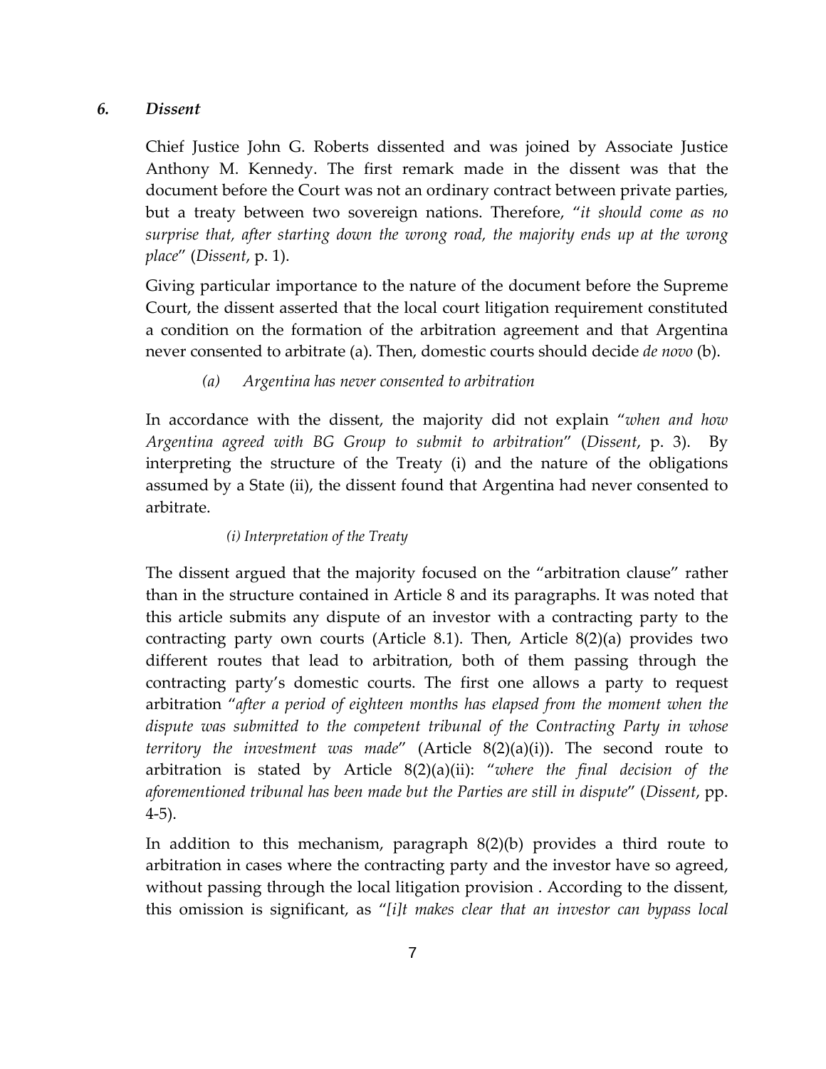### *6. Dissent*

Chief Justice John G. Roberts dissented and was joined by Associate Justice Anthony M. Kennedy. The first remark made in the dissent was that the document before the Court was not an ordinary contract between private parties, but a treaty between two sovereign nations. Therefore, "*it should come as no surprise that, after starting down the wrong road, the majority ends up at the wrong place*" (*Dissent*, p. 1).

Giving particular importance to the nature of the document before the Supreme Court, the dissent asserted that the local court litigation requirement constituted a condition on the formation of the arbitration agreement and that Argentina never consented to arbitrate (a). Then, domestic courts should decide *de novo* (b).

#### *(a) Argentina has never consented to arbitration*

In accordance with the dissent, the majority did not explain "*when and how Argentina agreed with BG Group to submit to arbitration*" (*Dissent*, p. 3). By interpreting the structure of the Treaty (i) and the nature of the obligations assumed by a State (ii), the dissent found that Argentina had never consented to arbitrate.

##### *(i) Interpretation of the Treaty*

The dissent argued that the majority focused on the "arbitration clause" rather than in the structure contained in Article 8 and its paragraphs. It was noted that this article submits any dispute of an investor with a contracting party to the contracting party own courts (Article 8.1). Then, Article 8(2)(a) provides two different routes that lead to arbitration, both of them passing through the contracting party's domestic courts. The first one allows a party to request arbitration "*after a period of eighteen months has elapsed from the moment when the dispute was submitted to the competent tribunal of the Contracting Party in whose territory the investment was made*" (Article 8(2)(a)(i)). The second route to arbitration is stated by Article 8(2)(a)(ii): "*where the final decision of the aforementioned tribunal has been made but the Parties are still in dispute*" (*Dissent*, pp. 4-5).

In addition to this mechanism, paragraph 8(2)(b) provides a third route to arbitration in cases where the contracting party and the investor have so agreed, without passing through the local litigation provision . According to the dissent, this omission is significant, as "*[i]t makes clear that an investor can bypass local*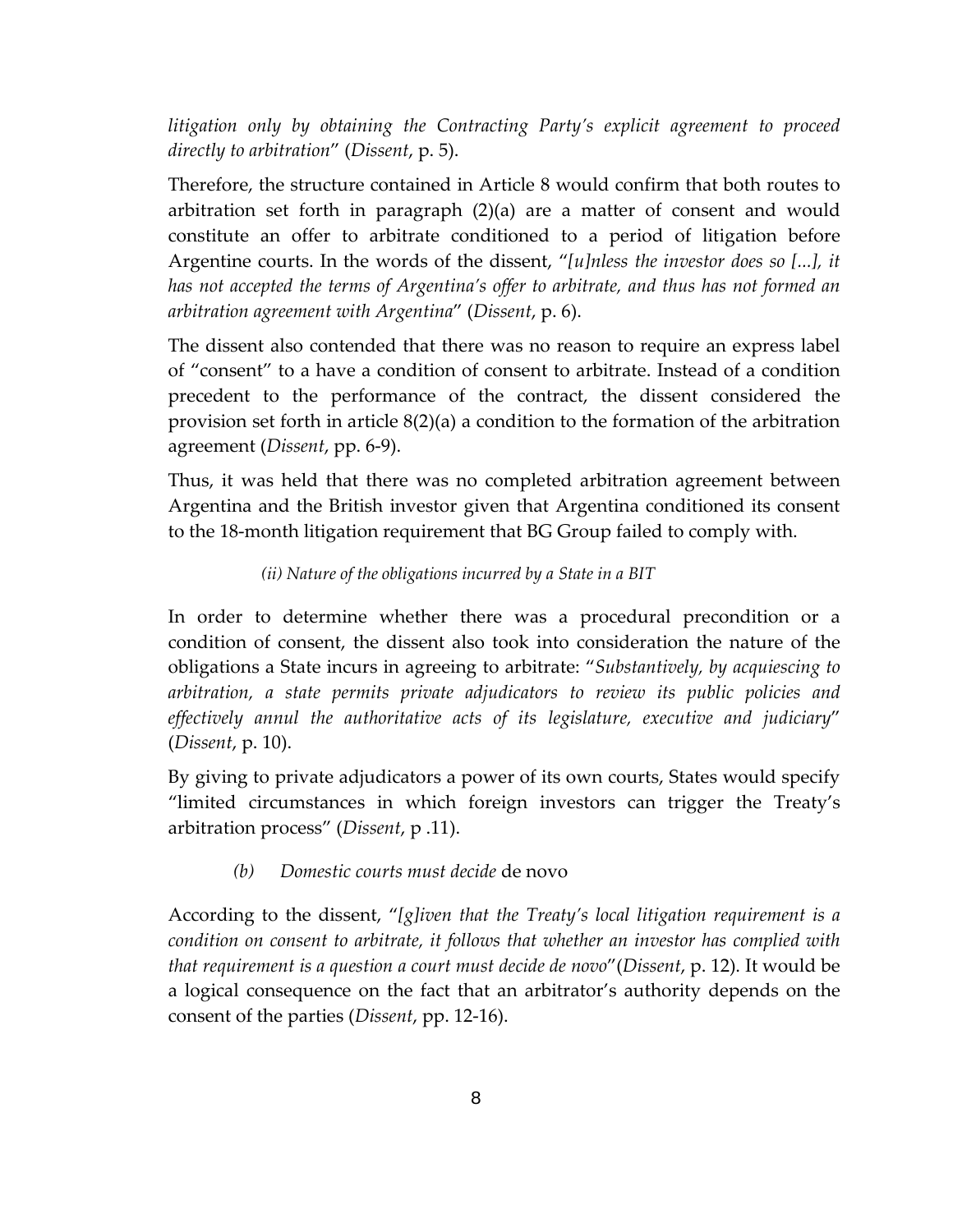*litigation only by obtaining the Contracting Party's explicit agreement to proceed directly to arbitration*" (*Dissent*, p. 5).

Therefore, the structure contained in Article 8 would confirm that both routes to arbitration set forth in paragraph (2)(a) are a matter of consent and would constitute an offer to arbitrate conditioned to a period of litigation before Argentine courts. In the words of the dissent, "*[u]nless the investor does so [...], it has not accepted the terms of Argentina's offer to arbitrate, and thus has not formed an arbitration agreement with Argentina*" (*Dissent*, p. 6).

The dissent also contended that there was no reason to require an express label of "consent" to a have a condition of consent to arbitrate. Instead of a condition precedent to the performance of the contract, the dissent considered the provision set forth in article 8(2)(a) a condition to the formation of the arbitration agreement (*Dissent*, pp. 6-9).

Thus, it was held that there was no completed arbitration agreement between Argentina and the British investor given that Argentina conditioned its consent to the 18-month litigation requirement that BG Group failed to comply with.

*(ii) Nature of the obligations incurred by a State in a BIT*

In order to determine whether there was a procedural precondition or a condition of consent, the dissent also took into consideration the nature of the obligations a State incurs in agreeing to arbitrate: "*Substantively, by acquiescing to arbitration, a state permits private adjudicators to review its public policies and effectively annul the authoritative acts of its legislature, executive and judiciary*" (*Dissent*, p. 10).

By giving to private adjudicators a power of its own courts, States would specify "limited circumstances in which foreign investors can trigger the Treaty's arbitration process" (*Dissent*, p .11).

*(b) Domestic courts must decide* de novo

According to the dissent, "*[g]iven that the Treaty's local litigation requirement is a condition on consent to arbitrate, it follows that whether an investor has complied with that requirement is a question a court must decide de novo*"(*Dissent*, p. 12). It would be a logical consequence on the fact that an arbitrator's authority depends on the consent of the parties (*Dissent*, pp. 12-16).